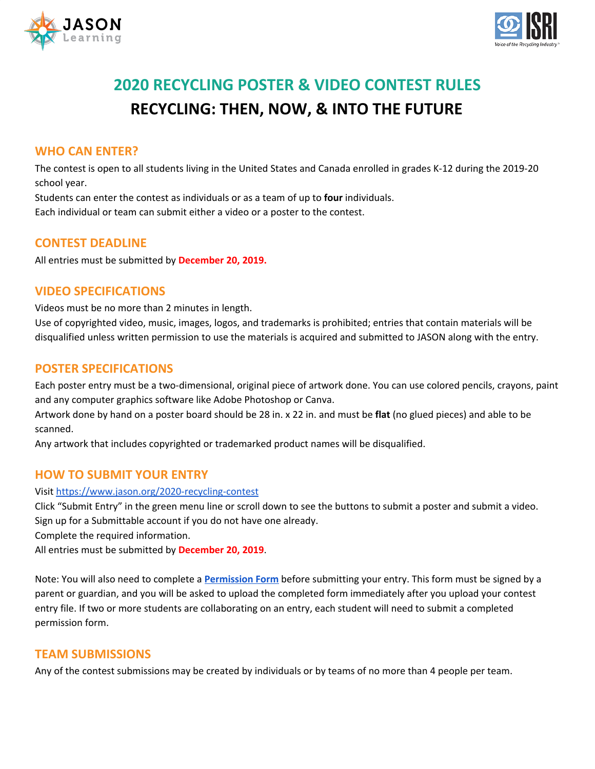# 2020 RECYCLING POSTER & VIDEO CONTEST RULES

# RECYCLING: THEN, NOW, & INTO THE FUTURE

## WHO CAN ENTER?

The contest is open to all students living in the United States and Canada enrolled in grades K-12 during the 2019-20 school year.

Students can enter the contest as individuals or as a team of up to **four** individuals.

Each individual or team can submit either a video or a poster to the contest.

## CONTEST DEADLINE

All entries must be submitted by **December 20, 2019.**

## VIDEO SPECIFICATIONS

Videos must be no more than 2 minutes in length.

Use of copyrighted video, music, images, logos, and trademarks is prohibited; entries that contain materials will be disqualified unless written permission to use the materials is acquired and submitted to JASON along with the entry.

## POSTER SPECIFICATIONS

Each poster entry must be a two-dimensional, original piece of artwork done. You can use colored pencils, crayons, paint and any computer graphics software like Adobe Photoshop or Canva.

Artwork done by hand on a poster board should be 28 in. x 22 in. and must be **flat** (no glued pieces) and able to be scanned.

Any artwork that includes copyrighted or trademarked product names will be disqualified.

## HOW TO SUBMIT YOUR ENTRY

Visit [https://www.jason.org/2020-recycling-contest](https://www.jason.org/2020-recycling-contest)

Click "Submit Entry" in the green menu line or scroll down to see the buttons to submit a poster and submit a video.

Sign up for a Submittable account if you do not have one already.

Complete the required information.

All entries must be submitted by **December 20, 2019**.

Note: You will also need to complete a **Permission Form** before submitting your entry. This form must be signed by a parent or guardian, and you will be asked to upload the completed form immediately after you upload your contest entry file. If two or more students are collaborating on an entry, each student will need to submit a completed permission form.

## TEAM SUBMISSIONS

Any of the contest submissions may be created by individuals or by teams of no more than 4 people per team.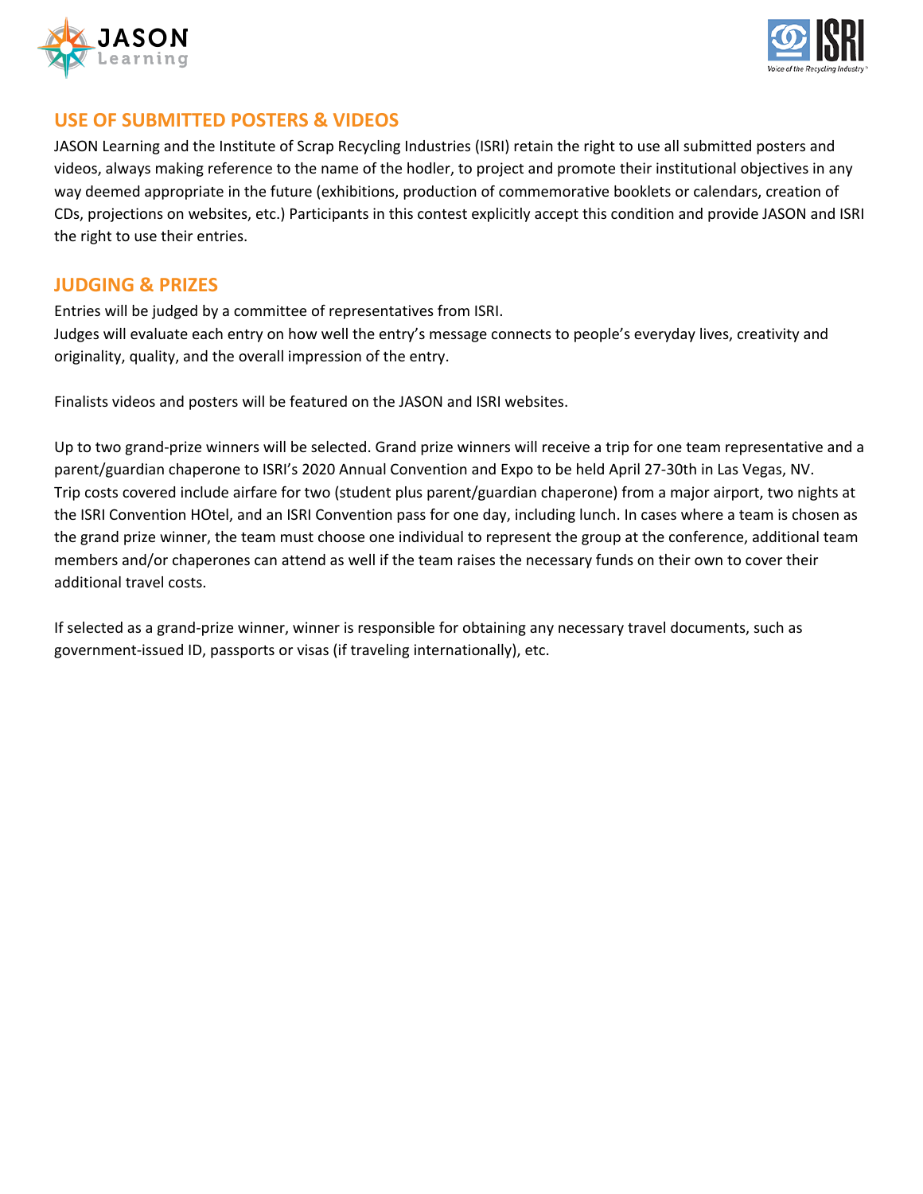## USE OF SUBMITTED POSTERS & VIDEOS

JASON Learning and the Institute of Scrap Recycling Industries (ISRI) retain the right to use all submitted posters and videos, always making reference to the name of the hodler, to project and promote their institutional objectives in any way deemed appropriate in the future (exhibitions, production of commemorative booklets or calendars, creation of CDs, projections on websites, etc.) Participants in this contest explicitly accept this condition and provide JASON and ISRI the right to use their entries.

## JUDGING & PRIZES

Entries will be judged by a committee of representatives from ISRI.
Judges will evaluate each entry on how well the entry's message connects to people's everyday lives, creativity and originality, quality, and the overall impression of the entry.

Finalists videos and posters will be featured on the JASON and ISRI websites.

Up to two grand-prize winners will be selected. Grand prize winners will receive a trip for one team representative and a parent/guardian chaperone to ISRI's 2020 Annual Convention and Expo to be held April 27-30th in Las Vegas, NV.
Trip costs covered include airfare for two (student plus parent/guardian chaperone) from a major airport, two nights at the ISRI Convention HOtel, and an ISRI Convention pass for one day, including lunch. In cases where a team is chosen as the grand prize winner, the team must choose one individual to represent the group at the conference, additional team members and/or chaperones can attend as well if the team raises the necessary funds on their own to cover their additional travel costs.

If selected as a grand-prize winner, winner is responsible for obtaining any necessary travel documents, such as government-issued ID, passports or visas (if traveling internationally), etc.